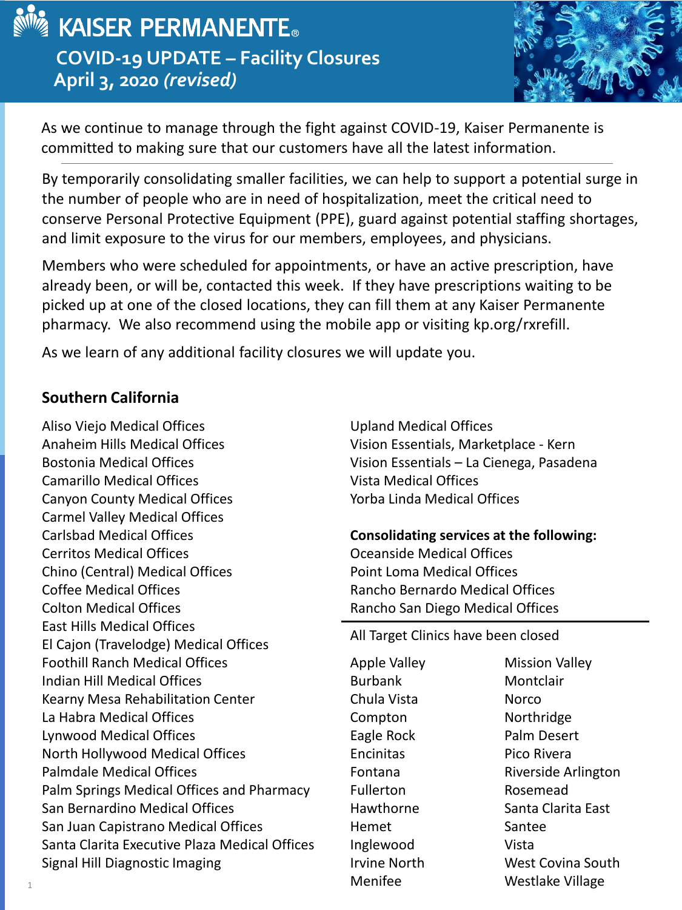# KAISER PERMANENTE®

## COVID-19 UPDATE – Facility Closures

## April 3, 2020 *(revised)*

As we continue to manage through the fight against COVID-19, Kaiser Permanente is committed to making sure that our customers have all the latest information.

---

By temporarily consolidating smaller facilities, we can help to support a potential surge in the number of people who are in need of hospitalization, meet the critical need to conserve Personal Protective Equipment (PPE), guard against potential staffing shortages, and limit exposure to the virus for our members, employees, and physicians.

Members who were scheduled for appointments, or have an active prescription, have already been, or will be, contacted this week. If they have prescriptions waiting to be picked up at one of the closed locations, they can fill them at any Kaiser Permanente pharmacy. We also recommend using the mobile app or visiting kp.org/rxrefill.

As we learn of any additional facility closures we will update you.

### Southern California

Aliso Viejo Medical Offices
Anaheim Hills Medical Offices
Bostonia Medical Offices
Camarillo Medical Offices
Canyon County Medical Offices
Carmel Valley Medical Offices
Carlsbad Medical Offices
Cerritos Medical Offices
Chino (Central) Medical Offices
Coffee Medical Offices
Colton Medical Offices
East Hills Medical Offices
El Cajon (Travelodge) Medical Offices
Foothill Ranch Medical Offices
Indian Hill Medical Offices
Kearny Mesa Rehabilitation Center
La Habra Medical Offices
Lynwood Medical Offices
North Hollywood Medical Offices
Palmdale Medical Offices
Palm Springs Medical Offices and Pharmacy
San Bernardino Medical Offices
San Juan Capistrano Medical Offices
Santa Clarita Executive Plaza Medical Offices
Signal Hill Diagnostic Imaging
Upland Medical Offices
Vision Essentials, Marketplace - Kern
Vision Essentials – La Cienega, Pasadena
Vista Medical Offices
Yorba Linda Medical Offices

**Consolidating services at the following:**

Oceanside Medical Offices
Point Loma Medical Offices
Rancho Bernardo Medical Offices
Rancho San Diego Medical Offices

---

All Target Clinics have been closed

Apple Valley
Burbank
Chula Vista
Compton
Eagle Rock
Encinitas
Fontana
Fullerton
Hawthorne
Hemet
Inglewood
Irvine North
Menifee
Mission Valley
Montclair
Norco
Northridge
Palm Desert
Pico Rivera
Riverside Arlington
Rosemead
Santa Clarita East
Santee
Vista
West Covina South
Westlake Village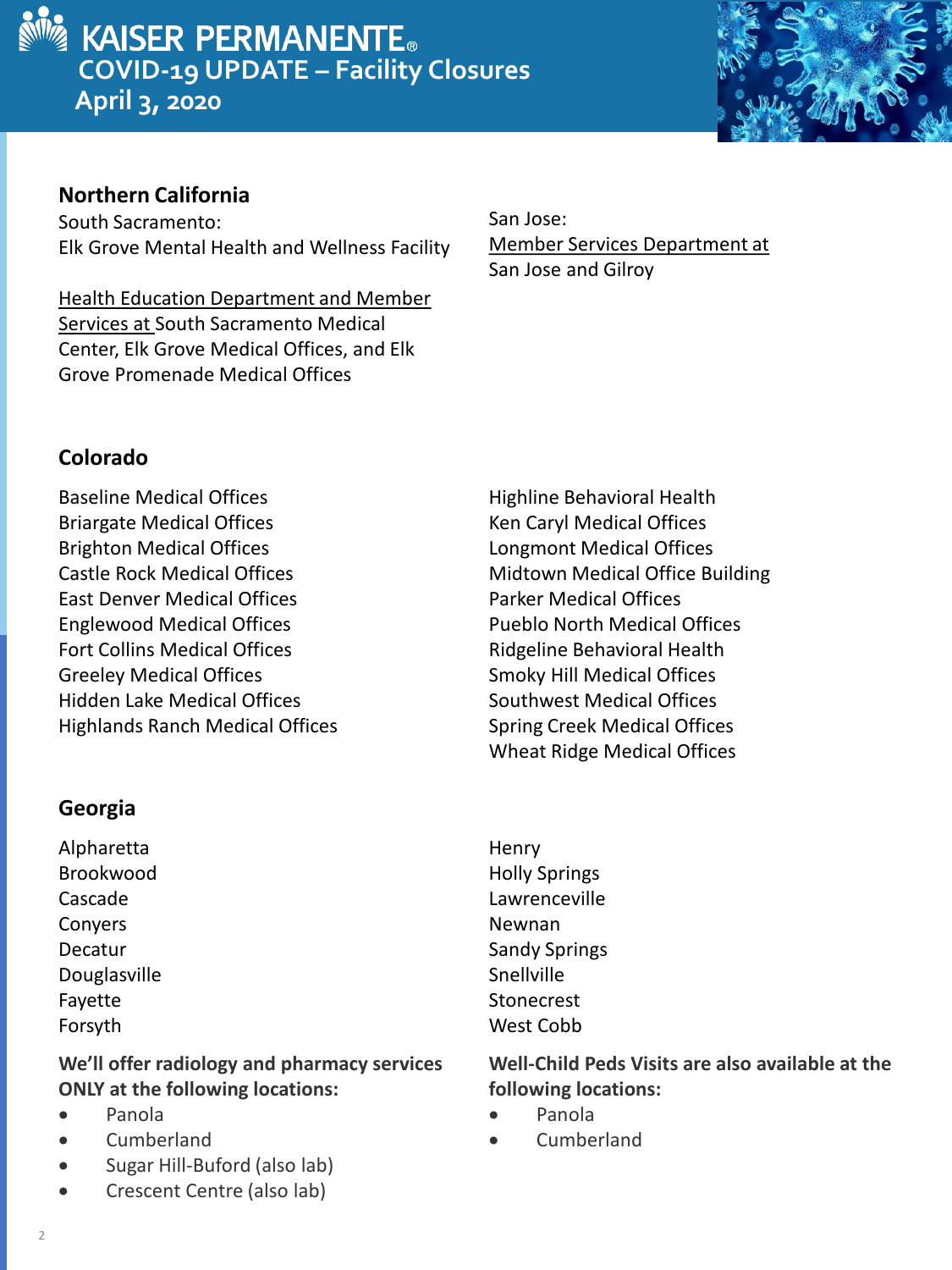# KAISER PERMANENTE

## COVID-19 UPDATE – Facility Closures

## April 3, 2020

### Northern California

South Sacramento:
Elk Grove Mental Health and Wellness Facility

Health Education Department and Member Services at South Sacramento Medical Center, Elk Grove Medical Offices, and Elk Grove Promenade Medical Offices

San Jose:
Member Services Department at San Jose and Gilroy

### Colorado

Baseline Medical Offices
Briargate Medical Offices
Brighton Medical Offices
Castle Rock Medical Offices
East Denver Medical Offices
Englewood Medical Offices
Fort Collins Medical Offices
Greeley Medical Offices
Hidden Lake Medical Offices
Highlands Ranch Medical Offices
Highline Behavioral Health
Ken Caryl Medical Offices
Longmont Medical Offices
Midtown Medical Office Building
Parker Medical Offices
Pueblo North Medical Offices
Ridgeline Behavioral Health
Smoky Hill Medical Offices
Southwest Medical Offices
Spring Creek Medical Offices
Wheat Ridge Medical Offices

### Georgia

Alpharetta
Brookwood
Cascade
Conyers
Decatur
Douglasville
Fayette
Forsyth
Henry
Holly Springs
Lawrenceville
Newnan
Sandy Springs
Snellville
Stonecrest
West Cobb

**We'll offer radiology and pharmacy services ONLY at the following locations:**

- Panola
- Cumberland
- Sugar Hill-Buford (also lab)
- Crescent Centre (also lab)

**Well-Child Peds Visits are also available at the following locations:**

- Panola
- Cumberland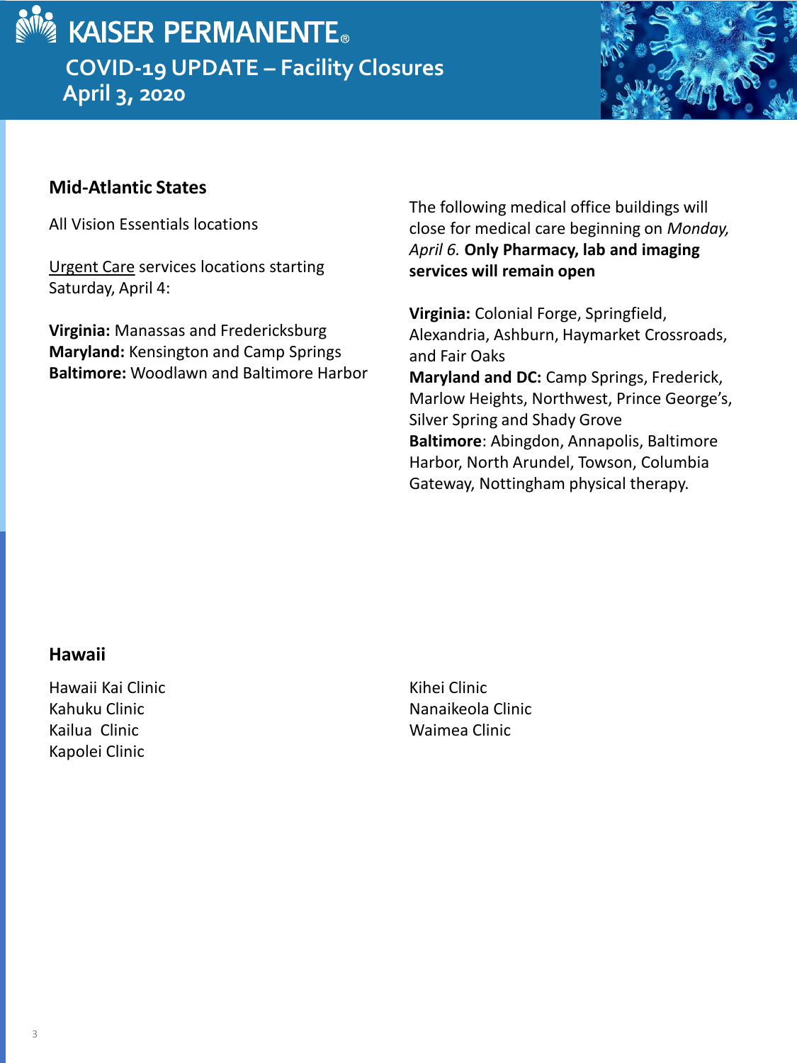# KAISER PERMANENTE®

## COVID-19 UPDATE – Facility Closures
## April 3, 2020

### Mid-Atlantic States

All Vision Essentials locations

Urgent Care services locations starting Saturday, April 4:

**Virginia:** Manassas and Fredericksburg
**Maryland:** Kensington and Camp Springs
**Baltimore:** Woodlawn and Baltimore Harbor

The following medical office buildings will close for medical care beginning on *Monday, April 6.* **Only Pharmacy, lab and imaging services will remain open**

**Virginia:** Colonial Forge, Springfield, Alexandria, Ashburn, Haymarket Crossroads, and Fair Oaks
**Maryland and DC:** Camp Springs, Frederick, Marlow Heights, Northwest, Prince George's, Silver Spring and Shady Grove
**Baltimore**: Abingdon, Annapolis, Baltimore Harbor, North Arundel, Towson, Columbia Gateway, Nottingham physical therapy.

### Hawaii

Hawaii Kai Clinic
Kahuku Clinic
Kailua Clinic
Kapolei Clinic
Kihei Clinic
Nanaikeola Clinic
Waimea Clinic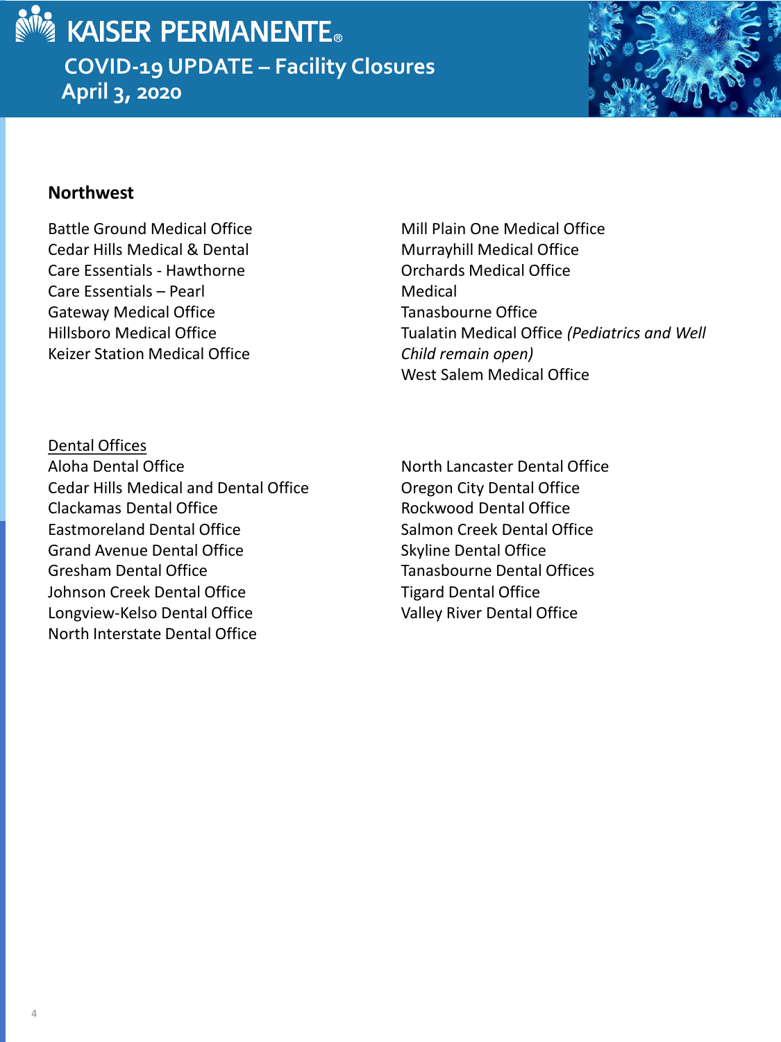# KAISER PERMANENTE

## COVID-19 UPDATE – Facility Closures

## April 3, 2020

### Northwest

Battle Ground Medical Office
Cedar Hills Medical & Dental
Care Essentials - Hawthorne
Care Essentials – Pearl
Gateway Medical Office
Hillsboro Medical Office
Keizer Station Medical Office
Mill Plain One Medical Office
Murrayhill Medical Office
Orchards Medical Office
Medical
Tanasbourne Office
Tualatin Medical Office *(Pediatrics and Well Child remain open)*
West Salem Medical Office

<u>Dental Offices</u>

Aloha Dental Office
Cedar Hills Medical and Dental Office
Clackamas Dental Office
Eastmoreland Dental Office
Grand Avenue Dental Office
Gresham Dental Office
Johnson Creek Dental Office
Longview-Kelso Dental Office
North Interstate Dental Office
North Lancaster Dental Office
Oregon City Dental Office
Rockwood Dental Office
Salmon Creek Dental Office
Skyline Dental Office
Tanasbourne Dental Offices
Tigard Dental Office
Valley River Dental Office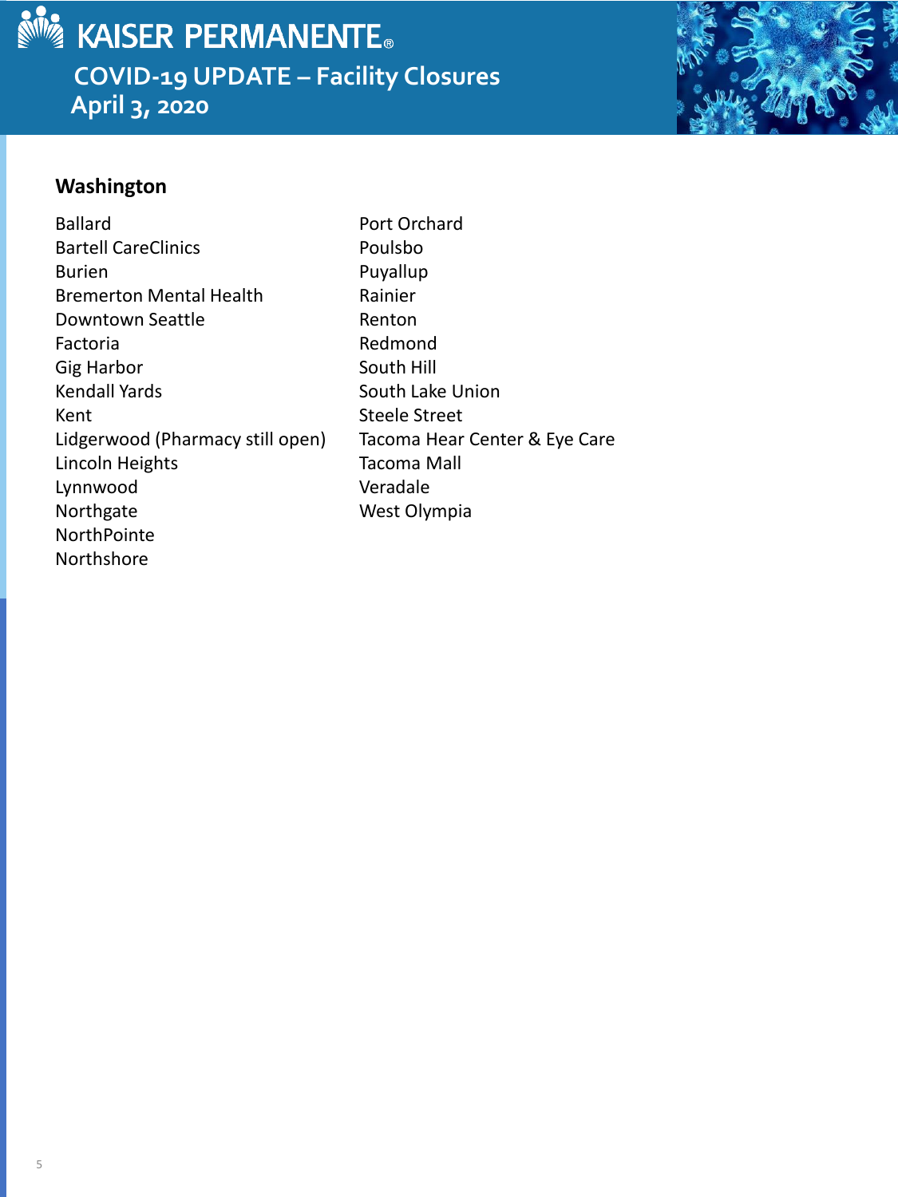# KAISER PERMANENTE®

## COVID-19 UPDATE – Facility Closures

## April 3, 2020

### Washington

- Ballard
- Bartell CareClinics
- Burien
- Bremerton Mental Health
- Downtown Seattle
- Factoria
- Gig Harbor
- Kendall Yards
- Kent
- Lidgerwood (Pharmacy still open)
- Lincoln Heights
- Lynnwood
- Northgate
- NorthPointe
- Northshore
- Port Orchard
- Poulsbo
- Puyallup
- Rainier
- Renton
- Redmond
- South Hill
- South Lake Union
- Steele Street
- Tacoma Hear Center & Eye Care
- Tacoma Mall
- Veradale
- West Olympia